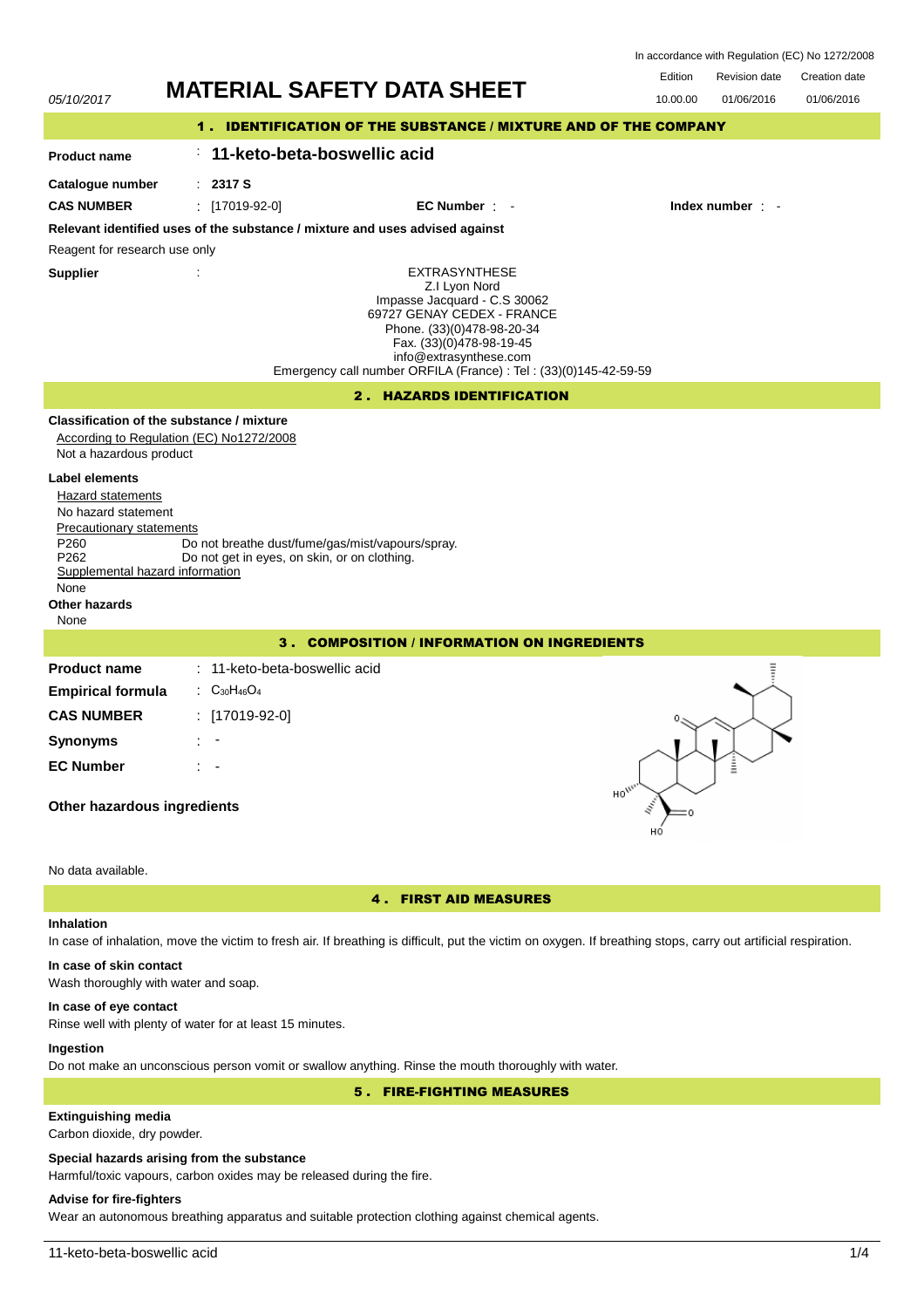In accordance with Regulation (EC) No 1272/2008

05/10/2017

# MATERIAL SAFETY DATA SHEET

| Edition | Revision date | Creation date |
|---|---|---|
| 10.00.00 | 01/06/2016 | 01/06/2016 |

## 1 . IDENTIFICATION OF THE SUBSTANCE / MIXTURE AND OF THE COMPANY

**Product name** : **11-keto-beta-boswellic acid**

**Catalogue number** : **2317 S**

**CAS NUMBER** : [17019-92-0] **EC Number** : - **Index number** : -

**Relevant identified uses of the substance / mixture and uses advised against**

Reagent for research use only

**Supplier** :

EXTRASYNTHESE
Z.I Lyon Nord
Impasse Jacquard - C.S 30062
69727 GENAY CEDEX - FRANCE
Phone. (33)(0)478-98-20-34
Fax. (33)(0)478-98-19-45
info@extrasynthese.com
Emergency call number ORFILA (France) : Tel : (33)(0)145-42-59-59

## 2 . HAZARDS IDENTIFICATION

**Classification of the substance / mixture**

According to Regulation (EC) No1272/2008

Not a hazardous product

**Label elements**

Hazard statements

No hazard statement

Precautionary statements

P260 Do not breathe dust/fume/gas/mist/vapours/spray.
P262 Do not get in eyes, on skin, or on clothing.

Supplemental hazard information

None

**Other hazards**

None

## 3 . COMPOSITION / INFORMATION ON INGREDIENTS

**Product name** : 11-keto-beta-boswellic acid

**Empirical formula** : $C_{30}H_{46}O_4$

**CAS NUMBER** : [17019-92-0]

**Synonyms** : -

**EC Number** : -

**Other hazardous ingredients**

No data available.

## 4 . FIRST AID MEASURES

**Inhalation**

In case of inhalation, move the victim to fresh air. If breathing is difficult, put the victim on oxygen. If breathing stops, carry out artificial respiration.

**In case of skin contact**

Wash thoroughly with water and soap.

**In case of eye contact**

Rinse well with plenty of water for at least 15 minutes.

**Ingestion**

Do not make an unconscious person vomit or swallow anything. Rinse the mouth thoroughly with water.

## 5 . FIRE-FIGHTING MEASURES

**Extinguishing media**

Carbon dioxide, dry powder.

**Special hazards arising from the substance**

Harmful/toxic vapours, carbon oxides may be released during the fire.

**Advise for fire-fighters**

Wear an autonomous breathing apparatus and suitable protection clothing against chemical agents.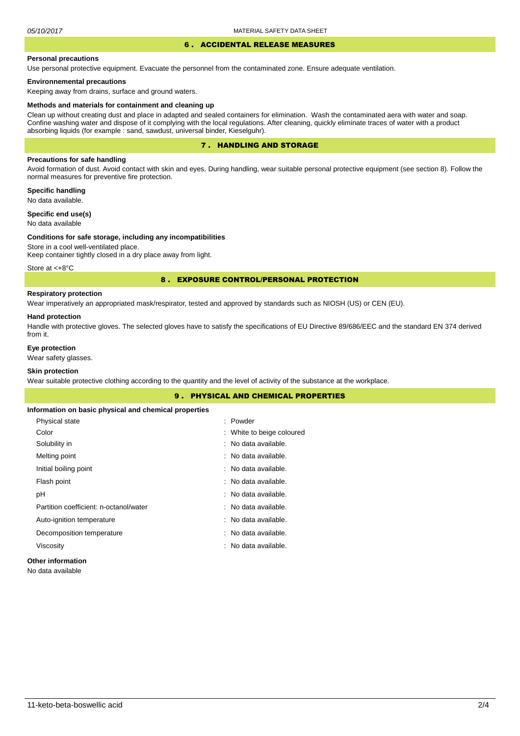## 6 . ACCIDENTAL RELEASE MEASURES

**Personal precautions**

Use personal protective equipment. Evacuate the personnel from the contaminated zone. Ensure adequate ventilation.

**Environnemental precautions**

Keeping away from drains, surface and ground waters.

**Methods and materials for containment and cleaning up**

Clean up without creating dust and place in adapted and sealed containers for elimination. Wash the contaminated aera with water and soap. Confine washing water and dispose of it complying with the local regulations. After cleaning, quickly eliminate traces of water with a product absorbing liquids (for example : sand, sawdust, universal binder, Kieselguhr).

## 7 . HANDLING AND STORAGE

**Precautions for safe handling**

Avoid formation of dust. Avoid contact with skin and eyes. During handling, wear suitable personal protective equipment (see section 8). Follow the normal measures for preventive fire protection.

**Specific handling**

No data available.

**Specific end use(s)**

No data available

**Conditions for safe storage, including any incompatibilities**

Store in a cool well-ventilated place.
Keep container tightly closed in a dry place away from light.

Store at <+8°C

## 8 . EXPOSURE CONTROL/PERSONAL PROTECTION

**Respiratory protection**

Wear imperatively an appropriated mask/respirator, tested and approved by standards such as NIOSH (US) or CEN (EU).

**Hand protection**

Handle with protective gloves. The selected gloves have to satisfy the specifications of EU Directive 89/686/EEC and the standard EN 374 derived from it.

**Eye protection**

Wear safety glasses.

**Skin protection**

Wear suitable protective clothing according to the quantity and the level of activity of the substance at the workplace.

## 9 . PHYSICAL AND CHEMICAL PROPERTIES

**Information on basic physical and chemical properties**

| | |
|---|---|
| Physical state | : Powder |
| Color | : White to beige coloured |
| Solubility in | : No data available. |
| Melting point | : No data available. |
| Initial boiling point | : No data available. |
| Flash point | : No data available. |
| pH | : No data available. |
| Partition coefficient: n-octanol/water | : No data available. |
| Auto-ignition temperature | : No data available. |
| Decomposition temperature | : No data available. |
| Viscosity | : No data available. |

**Other information**

No data available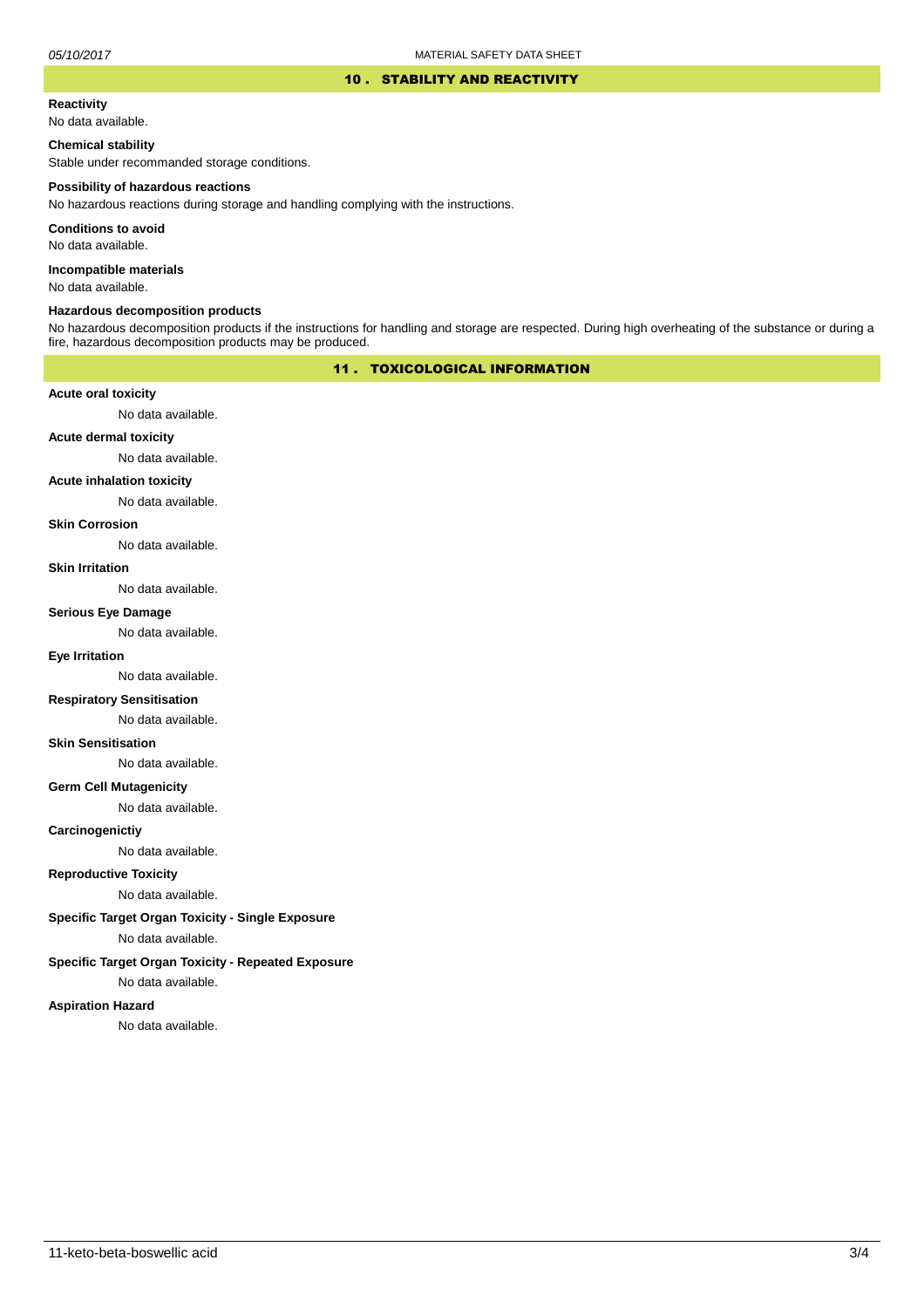## 10 . STABILITY AND REACTIVITY

**Reactivity**

No data available.

**Chemical stability**

Stable under recommanded storage conditions.

**Possibility of hazardous reactions**

No hazardous reactions during storage and handling complying with the instructions.

**Conditions to avoid**

No data available.

**Incompatible materials**

No data available.

**Hazardous decomposition products**

No hazardous decomposition products if the instructions for handling and storage are respected. During high overheating of the substance or during a fire, hazardous decomposition products may be produced.

## 11 . TOXICOLOGICAL INFORMATION

**Acute oral toxicity**

No data available.

**Acute dermal toxicity**

No data available.

**Acute inhalation toxicity**

No data available.

**Skin Corrosion**

No data available.

**Skin Irritation**

No data available.

**Serious Eye Damage**

No data available.

**Eye Irritation**

No data available.

**Respiratory Sensitisation**

No data available.

**Skin Sensitisation**

No data available.

**Germ Cell Mutagenicity**

No data available.

**Carcinogenictiy**

No data available.

**Reproductive Toxicity**

No data available.

**Specific Target Organ Toxicity - Single Exposure**

No data available.

**Specific Target Organ Toxicity - Repeated Exposure**

No data available.

**Aspiration Hazard**

No data available.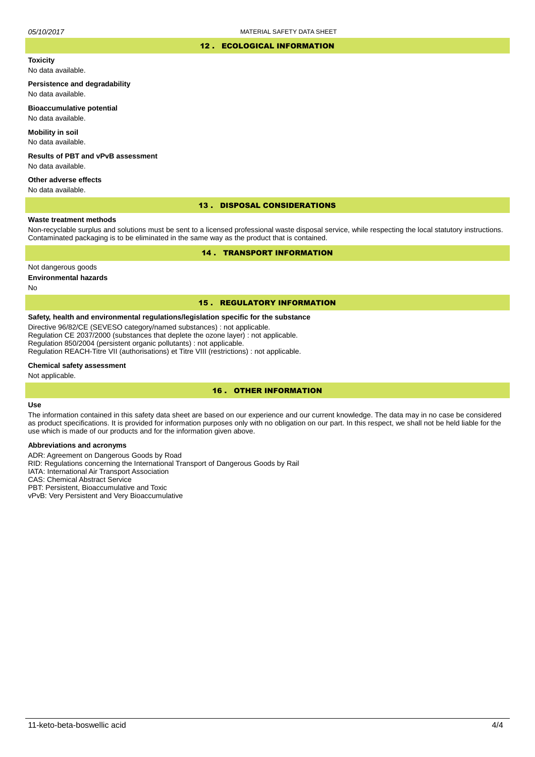## 12 . ECOLOGICAL INFORMATION

**Toxicity**

No data available.

**Persistence and degradability**

No data available.

**Bioaccumulative potential**

No data available.

**Mobility in soil**

No data available.

**Results of PBT and vPvB assessment**

No data available.

**Other adverse effects**

No data available.

## 13 . DISPOSAL CONSIDERATIONS

**Waste treatment methods**

Non-recyclable surplus and solutions must be sent to a licensed professional waste disposal service, while respecting the local statutory instructions. Contaminated packaging is to be eliminated in the same way as the product that is contained.

## 14 . TRANSPORT INFORMATION

Not dangerous goods

**Environmental hazards**

No

## 15 . REGULATORY INFORMATION

**Safety, health and environmental regulations/legislation specific for the substance**

Directive 96/82/CE (SEVESO category/named substances) : not applicable.
Regulation CE 2037/2000 (substances that deplete the ozone layer) : not applicable.
Regulation 850/2004 (persistent organic pollutants) : not applicable.
Regulation REACH-Titre VII (authorisations) et Titre VIII (restrictions) : not applicable.

**Chemical safety assessment**

Not applicable.

## 16 . OTHER INFORMATION

**Use**

The information contained in this safety data sheet are based on our experience and our current knowledge. The data may in no case be considered as product specifications. It is provided for information purposes only with no obligation on our part. In this respect, we shall not be held liable for the use which is made of our products and for the information given above.

**Abbreviations and acronyms**

ADR: Agreement on Dangerous Goods by Road
RID: Regulations concerning the International Transport of Dangerous Goods by Rail
IATA: International Air Transport Association
CAS: Chemical Abstract Service
PBT: Persistent, Bioaccumulative and Toxic
vPvB: Very Persistent and Very Bioaccumulative